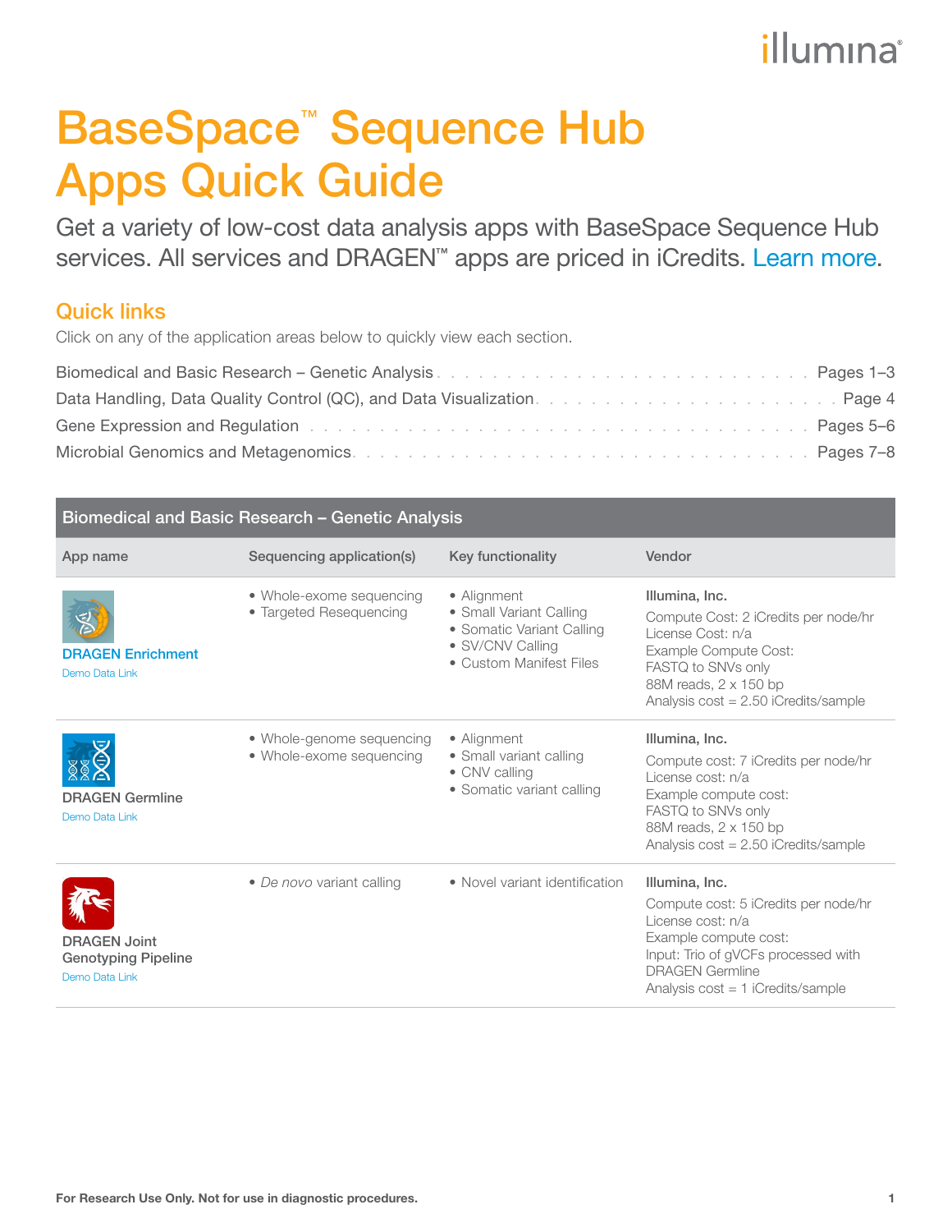# BaseSpace™ Sequence Hub Apps Quick Guide

Get a variety of low-cost data analysis apps with BaseSpace Sequence Hub services. All services and DRAGEN™ apps are priced in iCredits. Learn more.

## Quick links

Click on any of the application areas below to quickly view each section.

| | |
|---|---|
| Biomedical and Basic Research – Genetic Analysis | Pages 1–3 |
| Data Handling, Data Quality Control (QC), and Data Visualization | Page 4 |
| Gene Expression and Regulation | Pages 5–6 |
| Microbial Genomics and Metagenomics | Pages 7–8 |

## Biomedical and Basic Research – Genetic Analysis

| App name | Sequencing application(s) | Key functionality | Vendor |
|---|---|---|---|
| DRAGEN Enrichment<br>Demo Data Link | • Whole-exome sequencing<br>• Targeted Resequencing | • Alignment<br>• Small Variant Calling<br>• Somatic Variant Calling<br>• SV/CNV Calling<br>• Custom Manifest Files | **Illumina, Inc.**<br>Compute Cost: 2 iCredits per node/hr<br>License Cost: n/a<br>Example Compute Cost:<br>FASTQ to SNVs only<br>88M reads, 2 x 150 bp<br>Analysis cost = 2.50 iCredits/sample |
| DRAGEN Germline<br>Demo Data Link | • Whole-genome sequencing<br>• Whole-exome sequencing | • Alignment<br>• Small variant calling<br>• CNV calling<br>• Somatic variant calling | **Illumina, Inc.**<br>Compute cost: 7 iCredits per node/hr<br>License cost: n/a<br>Example compute cost:<br>FASTQ to SNVs only<br>88M reads, 2 x 150 bp<br>Analysis cost = 2.50 iCredits/sample |
| DRAGEN Joint Genotyping Pipeline<br>Demo Data Link | • *De novo* variant calling | • Novel variant identification | **Illumina, Inc.**<br>Compute cost: 5 iCredits per node/hr<br>License cost: n/a<br>Example compute cost:<br>Input: Trio of gVCFs processed with DRAGEN Germline<br>Analysis cost = 1 iCredits/sample |

**For Research Use Only. Not for use in diagnostic procedures.**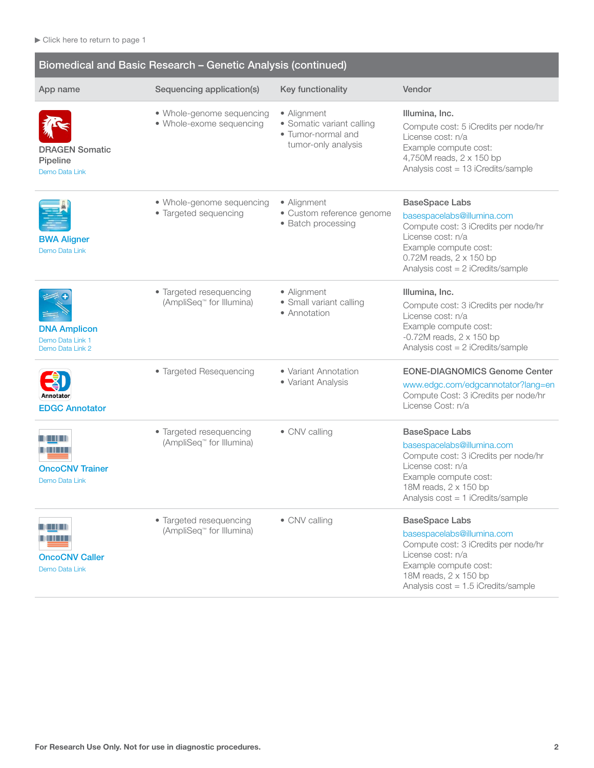▶ Click here to return to page 1

## Biomedical and Basic Research – Genetic Analysis (continued)

| App name | Sequencing application(s) | Key functionality | Vendor |
|---|---|---|---|
| DRAGEN Somatic Pipeline<br>Demo Data Link | • Whole-genome sequencing<br>• Whole-exome sequencing | • Alignment<br>• Somatic variant calling<br>• Tumor-normal and tumor-only analysis | **Illumina, Inc.**<br>Compute cost: 5 iCredits per node/hr<br>License cost: n/a<br>Example compute cost:<br>4,750M reads, 2 x 150 bp<br>Analysis cost = 13 iCredits/sample |
| BWA Aligner<br>Demo Data Link | • Whole-genome sequencing<br>• Targeted sequencing | • Alignment<br>• Custom reference genome<br>• Batch processing | **BaseSpace Labs**<br>basespacelabs@illumina.com<br>Compute cost: 3 iCredits per node/hr<br>License cost: n/a<br>Example compute cost:<br>0.72M reads, 2 x 150 bp<br>Analysis cost = 2 iCredits/sample |
| DNA Amplicon<br>Demo Data Link 1<br>Demo Data Link 2 | • Targeted resequencing (AmpliSeq™ for Illumina) | • Alignment<br>• Small variant calling<br>• Annotation | **Illumina, Inc.**<br>Compute cost: 3 iCredits per node/hr<br>License cost: n/a<br>Example compute cost:<br>-0.72M reads, 2 x 150 bp<br>Analysis cost = 2 iCredits/sample |
| EDGC Annotator | • Targeted Resequencing | • Variant Annotation<br>• Variant Analysis | **EONE-DIAGNOMICS Genome Center**<br>www.edgc.com/edgcannotator?lang=en<br>Compute Cost: 3 iCredits per node/hr<br>License Cost: n/a |
| OncoCNV Trainer<br>Demo Data Link | • Targeted resequencing (AmpliSeq™ for Illumina) | • CNV calling | **BaseSpace Labs**<br>basespacelabs@illumina.com<br>Compute cost: 3 iCredits per node/hr<br>License cost: n/a<br>Example compute cost:<br>18M reads, 2 x 150 bp<br>Analysis cost = 1 iCredits/sample |
| OncoCNV Caller<br>Demo Data Link | • Targeted resequencing (AmpliSeq™ for Illumina) | • CNV calling | **BaseSpace Labs**<br>basespacelabs@illumina.com<br>Compute cost: 3 iCredits per node/hr<br>License cost: n/a<br>Example compute cost:<br>18M reads, 2 x 150 bp<br>Analysis cost = 1.5 iCredits/sample |

**For Research Use Only. Not for use in diagnostic procedures.**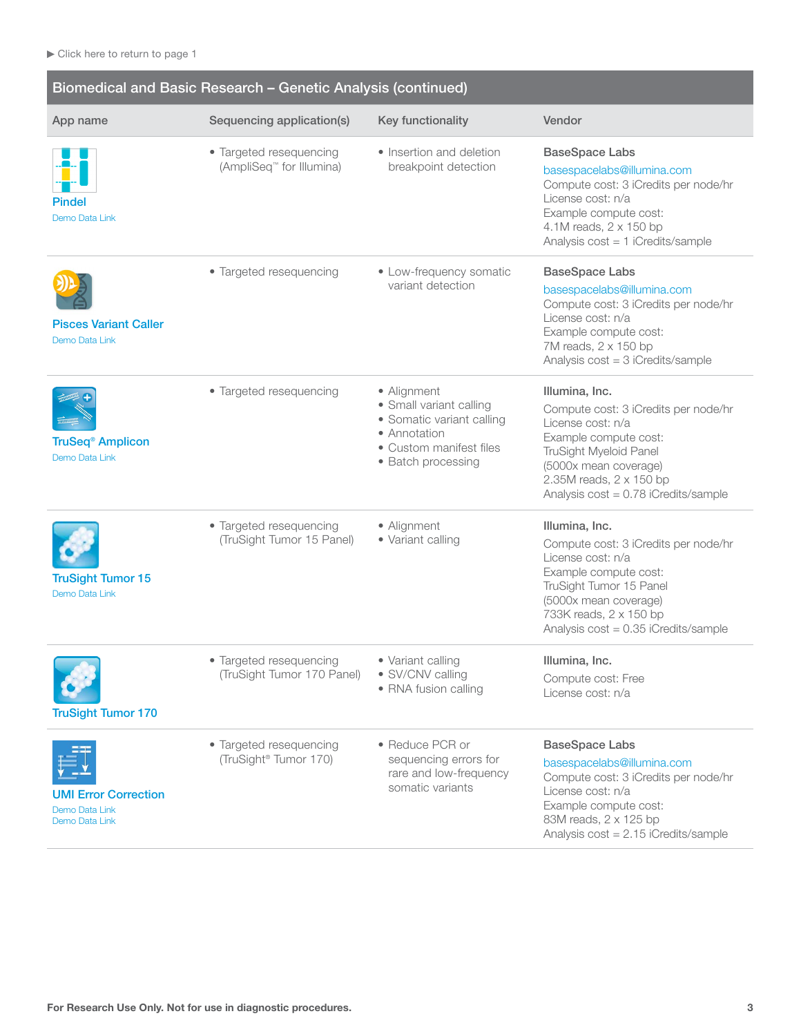▶ Click here to return to page 1

## Biomedical and Basic Research – Genetic Analysis (continued)

| App name | Sequencing application(s) | Key functionality | Vendor |
|---|---|---|---|
| **Pindel**<br>Demo Data Link | • Targeted resequencing (AmpliSeq™ for Illumina) | • Insertion and deletion breakpoint detection | **BaseSpace Labs**<br>basespacelabs@illumina.com<br>Compute cost: 3 iCredits per node/hr<br>License cost: n/a<br>Example compute cost:<br>4.1M reads, 2 x 150 bp<br>Analysis cost = 1 iCredits/sample |
| **Pisces Variant Caller**<br>Demo Data Link | • Targeted resequencing | • Low-frequency somatic variant detection | **BaseSpace Labs**<br>basespacelabs@illumina.com<br>Compute cost: 3 iCredits per node/hr<br>License cost: n/a<br>Example compute cost:<br>7M reads, 2 x 150 bp<br>Analysis cost = 3 iCredits/sample |
| **TruSeq® Amplicon**<br>Demo Data Link | • Targeted resequencing | • Alignment<br>• Small variant calling<br>• Somatic variant calling<br>• Annotation<br>• Custom manifest files<br>• Batch processing | **Illumina, Inc.**<br>Compute cost: 3 iCredits per node/hr<br>License cost: n/a<br>Example compute cost:<br>TruSight Myeloid Panel<br>(5000x mean coverage)<br>2.35M reads, 2 x 150 bp<br>Analysis cost = 0.78 iCredits/sample |
| **TruSight Tumor 15**<br>Demo Data Link | • Targeted resequencing (TruSight Tumor 15 Panel) | • Alignment<br>• Variant calling | **Illumina, Inc.**<br>Compute cost: 3 iCredits per node/hr<br>License cost: n/a<br>Example compute cost:<br>TruSight Tumor 15 Panel<br>(5000x mean coverage)<br>733K reads, 2 x 150 bp<br>Analysis cost = 0.35 iCredits/sample |
| **TruSight Tumor 170** | • Targeted resequencing (TruSight Tumor 170 Panel) | • Variant calling<br>• SV/CNV calling<br>• RNA fusion calling | **Illumina, Inc.**<br>Compute cost: Free<br>License cost: n/a |
| **UMI Error Correction**<br>Demo Data Link<br>Demo Data Link | • Targeted resequencing (TruSight® Tumor 170) | • Reduce PCR or sequencing errors for rare and low-frequency somatic variants | **BaseSpace Labs**<br>basespacelabs@illumina.com<br>Compute cost: 3 iCredits per node/hr<br>License cost: n/a<br>Example compute cost:<br>83M reads, 2 x 125 bp<br>Analysis cost = 2.15 iCredits/sample |

**For Research Use Only. Not for use in diagnostic procedures.**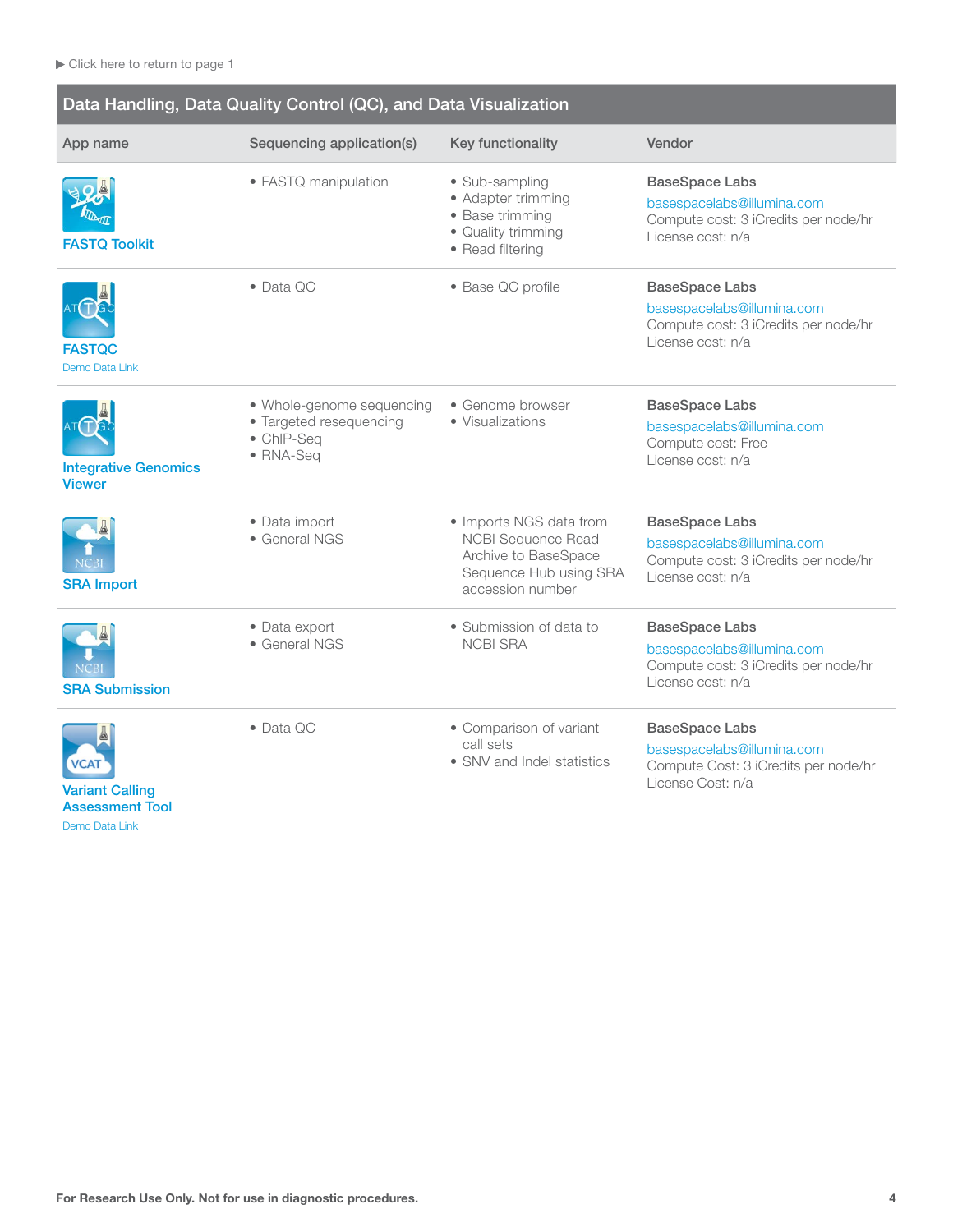▶ Click here to return to page 1

## Data Handling, Data Quality Control (QC), and Data Visualization

| App name | Sequencing application(s) | Key functionality | Vendor |
|---|---|---|---|
| FASTQ Toolkit | • FASTQ manipulation | • Sub-sampling<br>• Adapter trimming<br>• Base trimming<br>• Quality trimming<br>• Read filtering | **BaseSpace Labs**<br>basespacelabs@illumina.com<br>Compute cost: 3 iCredits per node/hr<br>License cost: n/a |
| FASTQC<br>Demo Data Link | • Data QC | • Base QC profile | **BaseSpace Labs**<br>basespacelabs@illumina.com<br>Compute cost: 3 iCredits per node/hr<br>License cost: n/a |
| Integrative Genomics Viewer | • Whole-genome sequencing<br>• Targeted resequencing<br>• ChIP-Seq<br>• RNA-Seq | • Genome browser<br>• Visualizations | **BaseSpace Labs**<br>basespacelabs@illumina.com<br>Compute cost: Free<br>License cost: n/a |
| SRA Import | • Data import<br>• General NGS | • Imports NGS data from NCBI Sequence Read Archive to BaseSpace Sequence Hub using SRA accession number | **BaseSpace Labs**<br>basespacelabs@illumina.com<br>Compute cost: 3 iCredits per node/hr<br>License cost: n/a |
| SRA Submission | • Data export<br>• General NGS | • Submission of data to NCBI SRA | **BaseSpace Labs**<br>basespacelabs@illumina.com<br>Compute cost: 3 iCredits per node/hr<br>License cost: n/a |
| Variant Calling Assessment Tool<br>Demo Data Link | • Data QC | • Comparison of variant call sets<br>• SNV and Indel statistics | **BaseSpace Labs**<br>basespacelabs@illumina.com<br>Compute Cost: 3 iCredits per node/hr<br>License Cost: n/a |

**For Research Use Only. Not for use in diagnostic procedures.**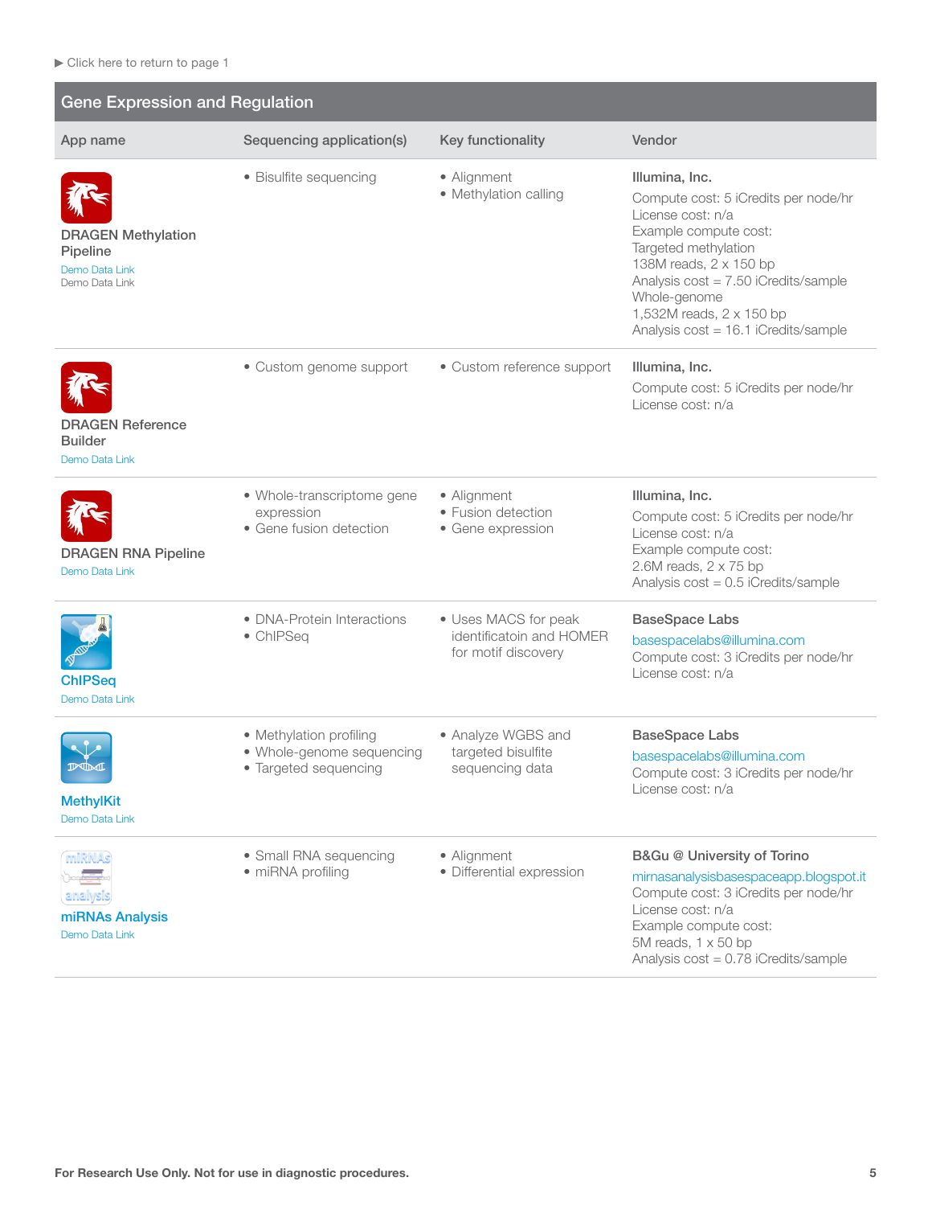▶ Click here to return to page 1

## Gene Expression and Regulation

| App name | Sequencing application(s) | Key functionality | Vendor |
|---|---|---|---|
| DRAGEN Methylation Pipeline<br>Demo Data Link<br>Demo Data Link | • Bisulfite sequencing | • Alignment<br>• Methylation calling | **Illumina, Inc.**<br>Compute cost: 5 iCredits per node/hr<br>License cost: n/a<br>Example compute cost:<br>Targeted methylation<br>138M reads, 2 x 150 bp<br>Analysis cost = 7.50 iCredits/sample<br>Whole-genome<br>1,532M reads, 2 x 150 bp<br>Analysis cost = 16.1 iCredits/sample |
| DRAGEN Reference Builder<br>Demo Data Link | • Custom genome support | • Custom reference support | **Illumina, Inc.**<br>Compute cost: 5 iCredits per node/hr<br>License cost: n/a |
| DRAGEN RNA Pipeline<br>Demo Data Link | • Whole-transcriptome gene expression<br>• Gene fusion detection | • Alignment<br>• Fusion detection<br>• Gene expression | **Illumina, Inc.**<br>Compute cost: 5 iCredits per node/hr<br>License cost: n/a<br>Example compute cost:<br>2.6M reads, 2 x 75 bp<br>Analysis cost = 0.5 iCredits/sample |
| ChIPSeq<br>Demo Data Link | • DNA-Protein Interactions<br>• ChIPSeq | • Uses MACS for peak identificatoin and HOMER for motif discovery | **BaseSpace Labs**<br>basespacelabs@illumina.com<br>Compute cost: 3 iCredits per node/hr<br>License cost: n/a |
| MethylKit<br>Demo Data Link | • Methylation profiling<br>• Whole-genome sequencing<br>• Targeted sequencing | • Analyze WGBS and targeted bisulfite sequencing data | **BaseSpace Labs**<br>basespacelabs@illumina.com<br>Compute cost: 3 iCredits per node/hr<br>License cost: n/a |
| miRNAs Analysis<br>Demo Data Link | • Small RNA sequencing<br>• miRNA profiling | • Alignment<br>• Differential expression | **B&Gu @ University of Torino**<br>mirnasanalysisbasespaceapp.blogspot.it<br>Compute cost: 3 iCredits per node/hr<br>License cost: n/a<br>Example compute cost:<br>5M reads, 1 x 50 bp<br>Analysis cost = 0.78 iCredits/sample |

For Research Use Only. Not for use in diagnostic procedures.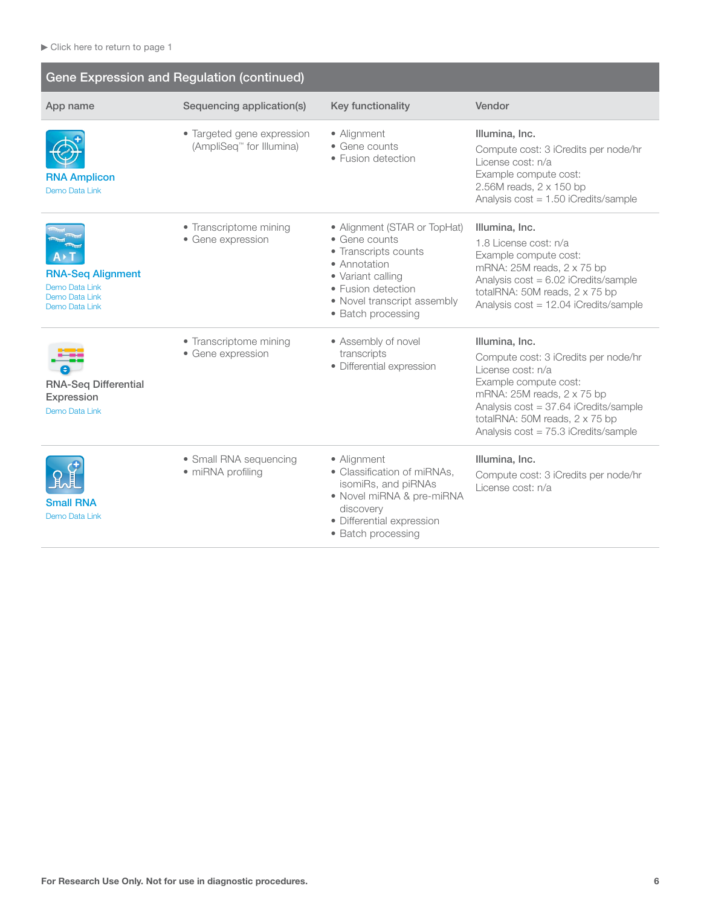▶ Click here to return to page 1

## Gene Expression and Regulation (continued)

| App name | Sequencing application(s) | Key functionality | Vendor |
|---|---|---|---|
| **RNA Amplicon**<br>Demo Data Link | • Targeted gene expression (AmpliSeq™ for Illumina) | • Alignment<br>• Gene counts<br>• Fusion detection | **Illumina, Inc.**<br>Compute cost: 3 iCredits per node/hr<br>License cost: n/a<br>Example compute cost:<br>2.56M reads, 2 x 150 bp<br>Analysis cost = 1.50 iCredits/sample |
| **RNA-Seq Alignment**<br>Demo Data Link<br>Demo Data Link<br>Demo Data Link | • Transcriptome mining<br>• Gene expression | • Alignment (STAR or TopHat)<br>• Gene counts<br>• Transcripts counts<br>• Annotation<br>• Variant calling<br>• Fusion detection<br>• Novel transcript assembly<br>• Batch processing | **Illumina, Inc.**<br>1.8 License cost: n/a<br>Example compute cost:<br>mRNA: 25M reads, 2 x 75 bp<br>Analysis cost = 6.02 iCredits/sample<br>totalRNA: 50M reads, 2 x 75 bp<br>Analysis cost = 12.04 iCredits/sample |
| RNA-Seq Differential Expression<br>Demo Data Link | • Transcriptome mining<br>• Gene expression | • Assembly of novel transcripts<br>• Differential expression | **Illumina, Inc.**<br>Compute cost: 3 iCredits per node/hr<br>License cost: n/a<br>Example compute cost:<br>mRNA: 25M reads, 2 x 75 bp<br>Analysis cost = 37.64 iCredits/sample<br>totalRNA: 50M reads, 2 x 75 bp<br>Analysis cost = 75.3 iCredits/sample |
| **Small RNA**<br>Demo Data Link | • Small RNA sequencing<br>• miRNA profiling | • Alignment<br>• Classification of miRNAs, isomiRs, and piRNAs<br>• Novel miRNA & pre-miRNA discovery<br>• Differential expression<br>• Batch processing | **Illumina, Inc.**<br>Compute cost: 3 iCredits per node/hr<br>License cost: n/a |

For Research Use Only. Not for use in diagnostic procedures.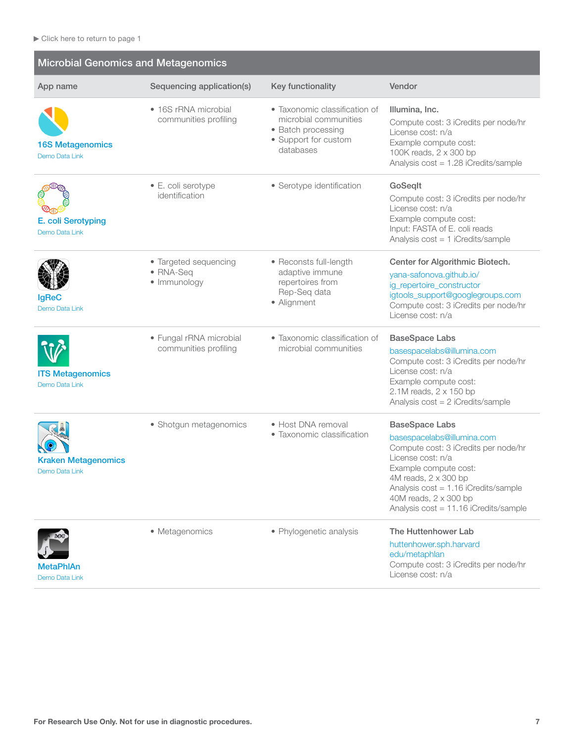▶ Click here to return to page 1

## Microbial Genomics and Metagenomics

| App name | Sequencing application(s) | Key functionality | Vendor |
|---|---|---|---|
| **16S Metagenomics**<br>Demo Data Link | • 16S rRNA microbial communities profiling | • Taxonomic classification of microbial communities<br>• Batch processing<br>• Support for custom databases | **Illumina, Inc.**<br>Compute cost: 3 iCredits per node/hr<br>License cost: n/a<br>Example compute cost:<br>100K reads, 2 x 300 bp<br>Analysis cost = 1.28 iCredits/sample |
| **E. coli Serotyping**<br>Demo Data Link | • E. coli serotype identification | • Serotype identification | **GoSeqIt**<br>Compute cost: 3 iCredits per node/hr<br>License cost: n/a<br>Example compute cost:<br>Input: FASTA of E. coli reads<br>Analysis cost = 1 iCredits/sample |
| **IgReC**<br>Demo Data Link | • Targeted sequencing<br>• RNA-Seq<br>• Immunology | • Reconsts full-length adaptive immune repertoires from Rep-Seq data<br>• Alignment | **Center for Algorithmic Biotech.**<br>yana-safonova.github.io/ig_repertoire_constructor<br>igtools_support@googlegroups.com<br>Compute cost: 3 iCredits per node/hr<br>License cost: n/a |
| **ITS Metagenomics**<br>Demo Data Link | • Fungal rRNA microbial communities profiling | • Taxonomic classification of microbial communities | **BaseSpace Labs**<br>basespacelabs@illumina.com<br>Compute cost: 3 iCredits per node/hr<br>License cost: n/a<br>Example compute cost:<br>2.1M reads, 2 x 150 bp<br>Analysis cost = 2 iCredits/sample |
| **Kraken Metagenomics**<br>Demo Data Link | • Shotgun metagenomics | • Host DNA removal<br>• Taxonomic classification | **BaseSpace Labs**<br>basespacelabs@illumina.com<br>Compute cost: 3 iCredits per node/hr<br>License cost: n/a<br>Example compute cost:<br>4M reads, 2 x 300 bp<br>Analysis cost = 1.16 iCredits/sample<br>40M reads, 2 x 300 bp<br>Analysis cost = 11.16 iCredits/sample |
| **MetaPhlAn**<br>Demo Data Link | • Metagenomics | • Phylogenetic analysis | **The Huttenhower Lab**<br>huttenhower.sph.harvard edu/metaphlan<br>Compute cost: 3 iCredits per node/hr<br>License cost: n/a |

For Research Use Only. Not for use in diagnostic procedures.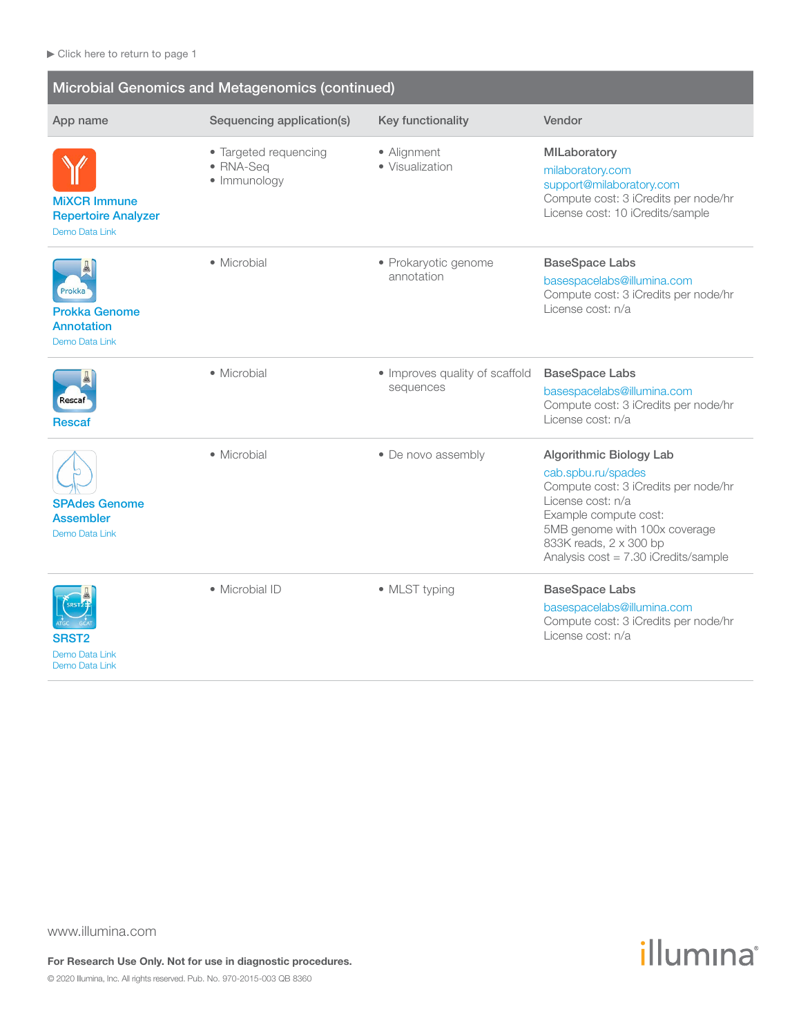▶ Click here to return to page 1

## Microbial Genomics and Metagenomics (continued)

| App name | Sequencing application(s) | Key functionality | Vendor |
|---|---|---|---|
| MiXCR Immune Repertoire Analyzer<br>Demo Data Link | • Targeted requencing<br>• RNA-Seq<br>• Immunology | • Alignment<br>• Visualization | **MILaboratory**<br>milaboratory.com<br>support@milaboratory.com<br>Compute cost: 3 iCredits per node/hr<br>License cost: 10 iCredits/sample |
| Prokka Genome Annotation<br>Demo Data Link | • Microbial | • Prokaryotic genome annotation | **BaseSpace Labs**<br>basespacelabs@illumina.com<br>Compute cost: 3 iCredits per node/hr<br>License cost: n/a |
| Rescaf | • Microbial | • Improves quality of scaffold sequences | **BaseSpace Labs**<br>basespacelabs@illumina.com<br>Compute cost: 3 iCredits per node/hr<br>License cost: n/a |
| SPAdes Genome Assembler<br>Demo Data Link | • Microbial | • De novo assembly | **Algorithmic Biology Lab**<br>cab.spbu.ru/spades<br>Compute cost: 3 iCredits per node/hr<br>License cost: n/a<br>Example compute cost:<br>5MB genome with 100x coverage<br>833K reads, 2 x 300 bp<br>Analysis cost = 7.30 iCredits/sample |
| SRST2<br>Demo Data Link<br>Demo Data Link | • Microbial ID | • MLST typing | **BaseSpace Labs**<br>basespacelabs@illumina.com<br>Compute cost: 3 iCredits per node/hr<br>License cost: n/a |

www.illumina.com

**For Research Use Only. Not for use in diagnostic procedures.**

© 2020 Illumina, Inc. All rights reserved. Pub. No. 970-2015-003 QB 8360